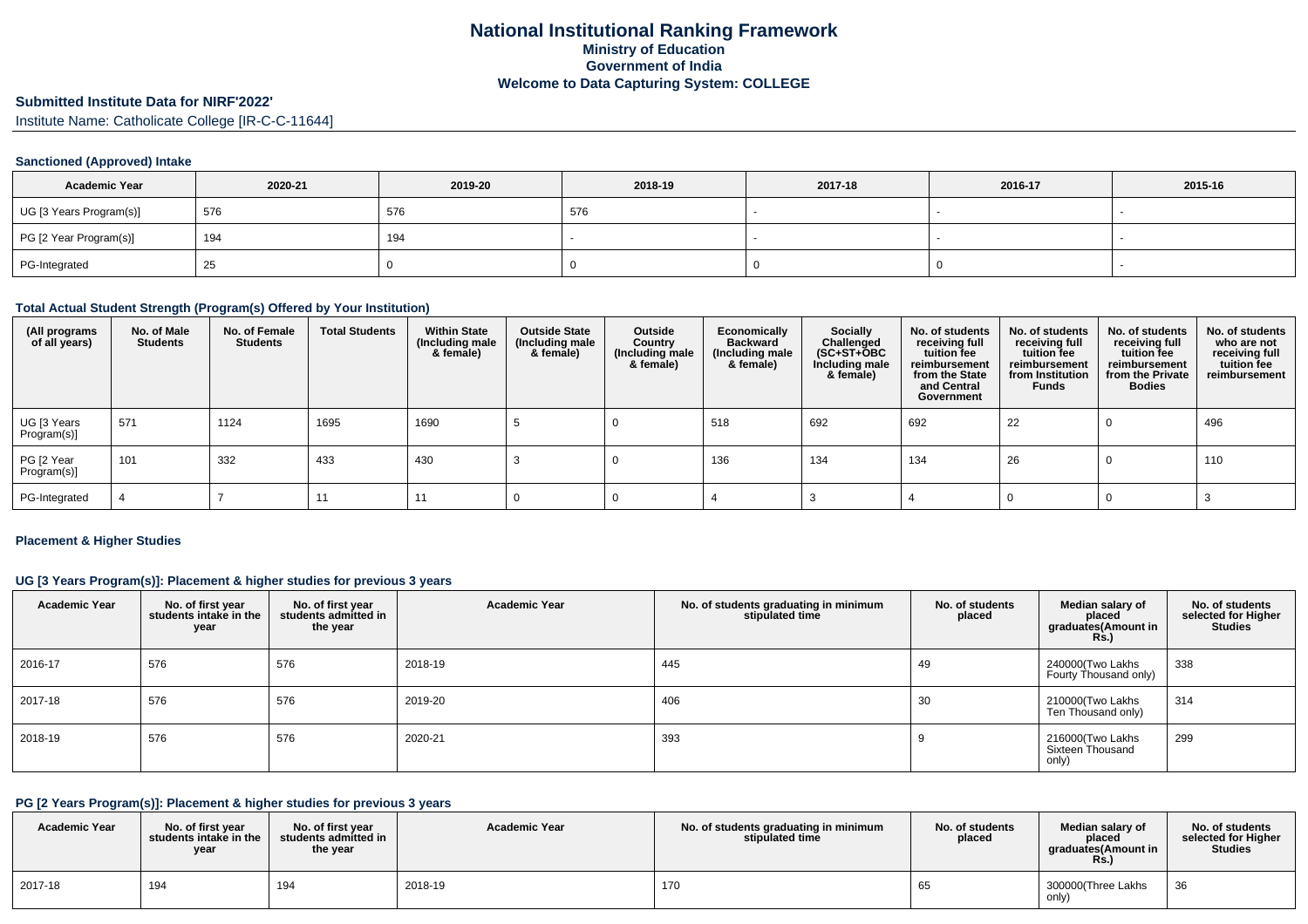# National Institutional Ranking Framework
## Ministry of Education
## Government of India
## Welcome to Data Capturing System: COLLEGE

**Submitted Institute Data for NIRF'2022'**

Institute Name: Catholicate College [IR-C-C-11644]

### Sanctioned (Approved) Intake

| Academic Year | 2020-21 | 2019-20 | 2018-19 | 2017-18 | 2016-17 | 2015-16 |
|---|---|---|---|---|---|---|
| UG [3 Years Program(s)] | 576 | 576 | 576 | - | - | - |
| PG [2 Year Program(s)] | 194 | 194 | - | - | - | - |
| PG-Integrated | 25 | 0 | 0 | 0 | 0 | - |

### Total Actual Student Strength (Program(s) Offered by Your Institution)

| (All programs of all years) | No. of Male Students | No. of Female Students | Total Students | Within State (Including male & female) | Outside State (Including male & female) | Outside Country (Including male & female) | Economically Backward (Including male & female) | Socially Challenged (SC+ST+OBC Including male & female) | No. of students receiving full tuition fee reimbursement from the State and Central Government | No. of students receiving full tuition fee reimbursement from Institution Funds | No. of students receiving full tuition fee reimbursement from the Private Bodies | No. of students who are not receiving full tuition fee reimbursement |
|---|---|---|---|---|---|---|---|---|---|---|---|---|
| UG [3 Years Program(s)] | 571 | 1124 | 1695 | 1690 | 5 | 0 | 518 | 692 | 692 | 22 | 0 | 496 |
| PG [2 Year Program(s)] | 101 | 332 | 433 | 430 | 3 | 0 | 136 | 134 | 134 | 26 | 0 | 110 |
| PG-Integrated | 4 | 7 | 11 | 11 | 0 | 0 | 4 | 3 | 4 | 0 | 0 | 3 |

### Placement & Higher Studies

#### UG [3 Years Program(s)]: Placement & higher studies for previous 3 years

| Academic Year | No. of first year students intake in the year | No. of first year students admitted in the year | Academic Year | No. of students graduating in minimum stipulated time | No. of students placed | Median salary of placed graduates(Amount in Rs.) | No. of students selected for Higher Studies |
|---|---|---|---|---|---|---|---|
| 2016-17 | 576 | 576 | 2018-19 | 445 | 49 | 240000(Two Lakhs Fourty Thousand only) | 338 |
| 2017-18 | 576 | 576 | 2019-20 | 406 | 30 | 210000(Two Lakhs Ten Thousand only) | 314 |
| 2018-19 | 576 | 576 | 2020-21 | 393 | 9 | 216000(Two Lakhs Sixteen Thousand only) | 299 |

#### PG [2 Years Program(s)]: Placement & higher studies for previous 3 years

| Academic Year | No. of first year students intake in the year | No. of first year students admitted in the year | Academic Year | No. of students graduating in minimum stipulated time | No. of students placed | Median salary of placed graduates(Amount in Rs.) | No. of students selected for Higher Studies |
|---|---|---|---|---|---|---|---|
| 2017-18 | 194 | 194 | 2018-19 | 170 | 65 | 300000(Three Lakhs only) | 36 |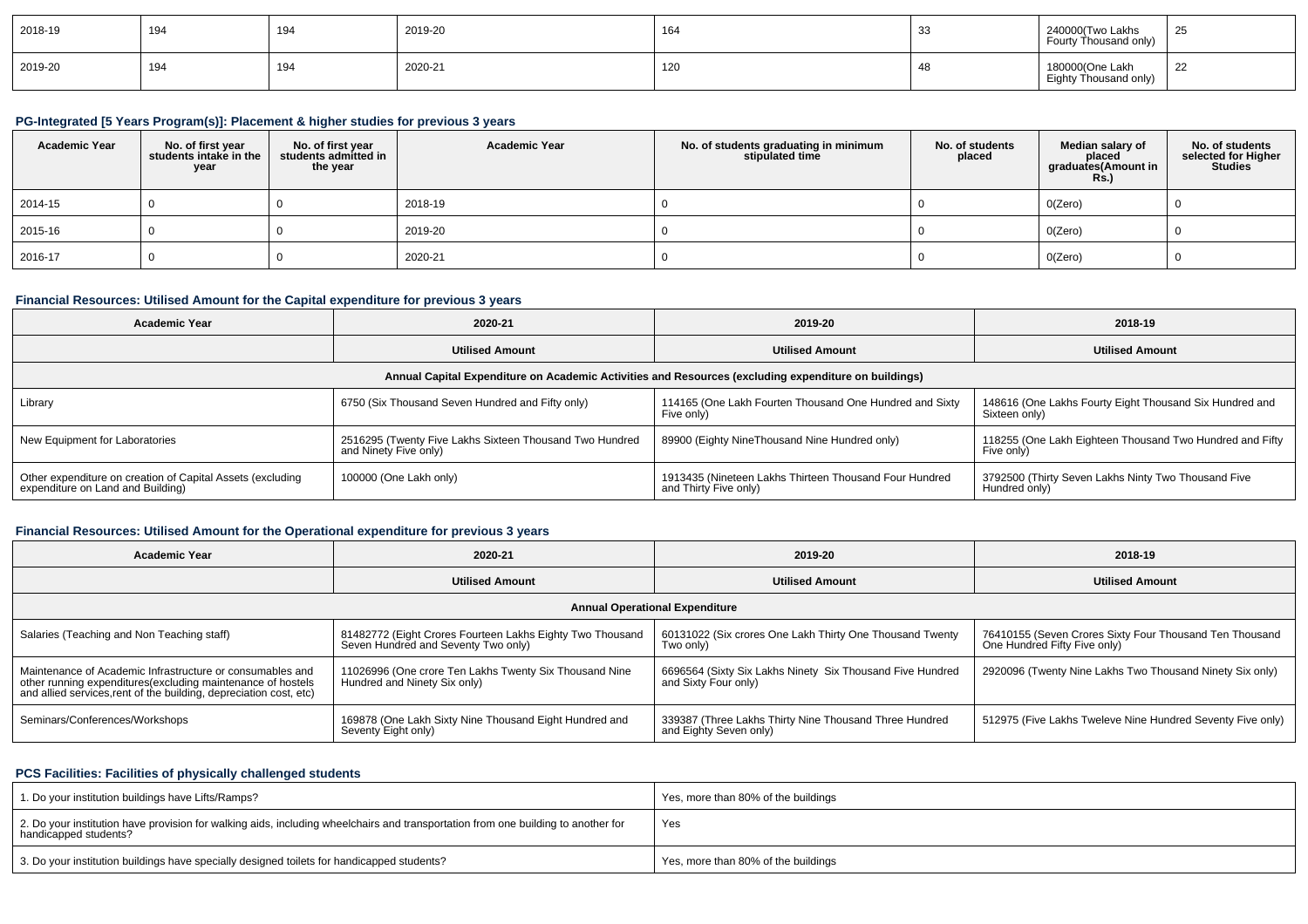| 2018-19 | 194 | 194 | 2019-20 | 164 | 33 | 240000(Two Lakhs Fourty Thousand only) | 25 |
|---|---|---|---|---|---|---|---|
| 2019-20 | 194 | 194 | 2020-21 | 120 | 48 | 180000(One Lakh Eighty Thousand only) | 22 |

### PG-Integrated [5 Years Program(s)]: Placement & higher studies for previous 3 years

| Academic Year | No. of first year students intake in the year | No. of first year students admitted in the year | Academic Year | No. of students graduating in minimum stipulated time | No. of students placed | Median salary of placed graduates(Amount in Rs.) | No. of students selected for Higher Studies |
|---|---|---|---|---|---|---|---|
| 2014-15 | 0 | 0 | 2018-19 | 0 | 0 | 0(Zero) | 0 |
| 2015-16 | 0 | 0 | 2019-20 | 0 | 0 | 0(Zero) | 0 |
| 2016-17 | 0 | 0 | 2020-21 | 0 | 0 | 0(Zero) | 0 |

### Financial Resources: Utilised Amount for the Capital expenditure for previous 3 years

| Academic Year | 2020-21 | 2019-20 | 2018-19 |
|---|---|---|---|
| | Utilised Amount | Utilised Amount | Utilised Amount |
| Annual Capital Expenditure on Academic Activities and Resources (excluding expenditure on buildings) | | | |
| Library | 6750 (Six Thousand Seven Hundred and Fifty only) | 114165 (One Lakh Fourten Thousand One Hundred and Sixty Five only) | 148616 (One Lakhs Fourty Eight Thousand Six Hundred and Sixteen only) |
| New Equipment for Laboratories | 2516295 (Twenty Five Lakhs Sixteen Thousand Two Hundred and Ninety Five only) | 89900 (Eighty NineThousand Nine Hundred only) | 118255 (One Lakh Eighteen Thousand Two Hundred and Fifty Five only) |
| Other expenditure on creation of Capital Assets (excluding expenditure on Land and Building) | 100000 (One Lakh only) | 1913435 (Nineteen Lakhs Thirteen Thousand Four Hundred and Thirty Five only) | 3792500 (Thirty Seven Lakhs Ninty Two Thousand Five Hundred only) |

### Financial Resources: Utilised Amount for the Operational expenditure for previous 3 years

| Academic Year | 2020-21 | 2019-20 | 2018-19 |
|---|---|---|---|
| | Utilised Amount | Utilised Amount | Utilised Amount |
| Annual Operational Expenditure | | | |
| Salaries (Teaching and Non Teaching staff) | 81482772 (Eight Crores Fourteen Lakhs Eighty Two Thousand Seven Hundred and Seventy Two only) | 60131022 (Six crores One Lakh Thirty One Thousand Twenty Two only) | 76410155 (Seven Crores Sixty Four Thousand Ten Thousand One Hundred Fifty Five only) |
| Maintenance of Academic Infrastructure or consumables and other running expenditures(excluding maintenance of hostels and allied services,rent of the building, depreciation cost, etc) | 11026996 (One crore Ten Lakhs Twenty Six Thousand Nine Hundred and Ninety Six only) | 6696564 (Sixty Six Lakhs Ninety Six Thousand Five Hundred and Sixty Four only) | 2920096 (Twenty Nine Lakhs Two Thousand Ninety Six only) |
| Seminars/Conferences/Workshops | 169878 (One Lakh Sixty Nine Thousand Eight Hundred and Seventy Eight only) | 339387 (Three Lakhs Thirty Nine Thousand Three Hundred and Eighty Seven only) | 512975 (Five Lakhs Tweleve Nine Hundred Seventy Five only) |

### PCS Facilities: Facilities of physically challenged students

| | |
|---|---|
| 1. Do your institution buildings have Lifts/Ramps? | Yes, more than 80% of the buildings |
| 2. Do your institution have provision for walking aids, including wheelchairs and transportation from one building to another for handicapped students? | Yes |
| 3. Do your institution buildings have specially designed toilets for handicapped students? | Yes, more than 80% of the buildings |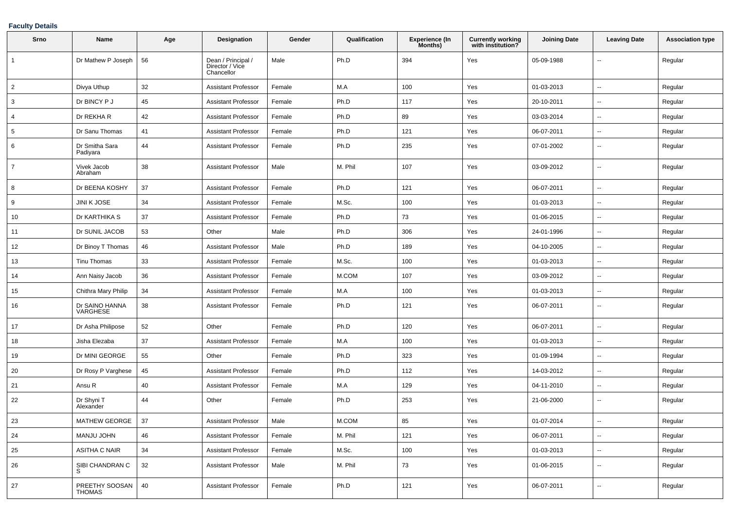**Faculty Details**

| Srno | Name | Age | Designation | Gender | Qualification | Experience (In Months) | Currently working with institution? | Joining Date | Leaving Date | Association type |
|---|---|---|---|---|---|---|---|---|---|---|
| 1 | Dr Mathew P Joseph | 56 | Dean / Principal / Director / Vice Chancellor | Male | Ph.D | 394 | Yes | 05-09-1988 | -- | Regular |
| 2 | Divya Uthup | 32 | Assistant Professor | Female | M.A | 100 | Yes | 01-03-2013 | -- | Regular |
| 3 | Dr BINCY P J | 45 | Assistant Professor | Female | Ph.D | 117 | Yes | 20-10-2011 | -- | Regular |
| 4 | Dr REKHA R | 42 | Assistant Professor | Female | Ph.D | 89 | Yes | 03-03-2014 | -- | Regular |
| 5 | Dr Sanu Thomas | 41 | Assistant Professor | Female | Ph.D | 121 | Yes | 06-07-2011 | -- | Regular |
| 6 | Dr Smitha Sara Padiyara | 44 | Assistant Professor | Female | Ph.D | 235 | Yes | 07-01-2002 | -- | Regular |
| 7 | Vivek Jacob Abraham | 38 | Assistant Professor | Male | M. Phil | 107 | Yes | 03-09-2012 | -- | Regular |
| 8 | Dr BEENA KOSHY | 37 | Assistant Professor | Female | Ph.D | 121 | Yes | 06-07-2011 | -- | Regular |
| 9 | JINI K JOSE | 34 | Assistant Professor | Female | M.Sc. | 100 | Yes | 01-03-2013 | -- | Regular |
| 10 | Dr KARTHIKA S | 37 | Assistant Professor | Female | Ph.D | 73 | Yes | 01-06-2015 | -- | Regular |
| 11 | Dr SUNIL JACOB | 53 | Other | Male | Ph.D | 306 | Yes | 24-01-1996 | -- | Regular |
| 12 | Dr Binoy T Thomas | 46 | Assistant Professor | Male | Ph.D | 189 | Yes | 04-10-2005 | -- | Regular |
| 13 | Tinu Thomas | 33 | Assistant Professor | Female | M.Sc. | 100 | Yes | 01-03-2013 | -- | Regular |
| 14 | Ann Naisy Jacob | 36 | Assistant Professor | Female | M.COM | 107 | Yes | 03-09-2012 | -- | Regular |
| 15 | Chithra Mary Philip | 34 | Assistant Professor | Female | M.A | 100 | Yes | 01-03-2013 | -- | Regular |
| 16 | Dr SAINO HANNA VARGHESE | 38 | Assistant Professor | Female | Ph.D | 121 | Yes | 06-07-2011 | -- | Regular |
| 17 | Dr Asha Philipose | 52 | Other | Female | Ph.D | 120 | Yes | 06-07-2011 | -- | Regular |
| 18 | Jisha Elezaba | 37 | Assistant Professor | Female | M.A | 100 | Yes | 01-03-2013 | -- | Regular |
| 19 | Dr MINI GEORGE | 55 | Other | Female | Ph.D | 323 | Yes | 01-09-1994 | -- | Regular |
| 20 | Dr Rosy P Varghese | 45 | Assistant Professor | Female | Ph.D | 112 | Yes | 14-03-2012 | -- | Regular |
| 21 | Ansu R | 40 | Assistant Professor | Female | M.A | 129 | Yes | 04-11-2010 | -- | Regular |
| 22 | Dr Shyni T Alexander | 44 | Other | Female | Ph.D | 253 | Yes | 21-06-2000 | -- | Regular |
| 23 | MATHEW GEORGE | 37 | Assistant Professor | Male | M.COM | 85 | Yes | 01-07-2014 | -- | Regular |
| 24 | MANJU JOHN | 46 | Assistant Professor | Female | M. Phil | 121 | Yes | 06-07-2011 | -- | Regular |
| 25 | ASITHA C NAIR | 34 | Assistant Professor | Female | M.Sc. | 100 | Yes | 01-03-2013 | -- | Regular |
| 26 | SIBI CHANDRAN C S | 32 | Assistant Professor | Male | M. Phil | 73 | Yes | 01-06-2015 | -- | Regular |
| 27 | PREETHY SOOSAN THOMAS | 40 | Assistant Professor | Female | Ph.D | 121 | Yes | 06-07-2011 | -- | Regular |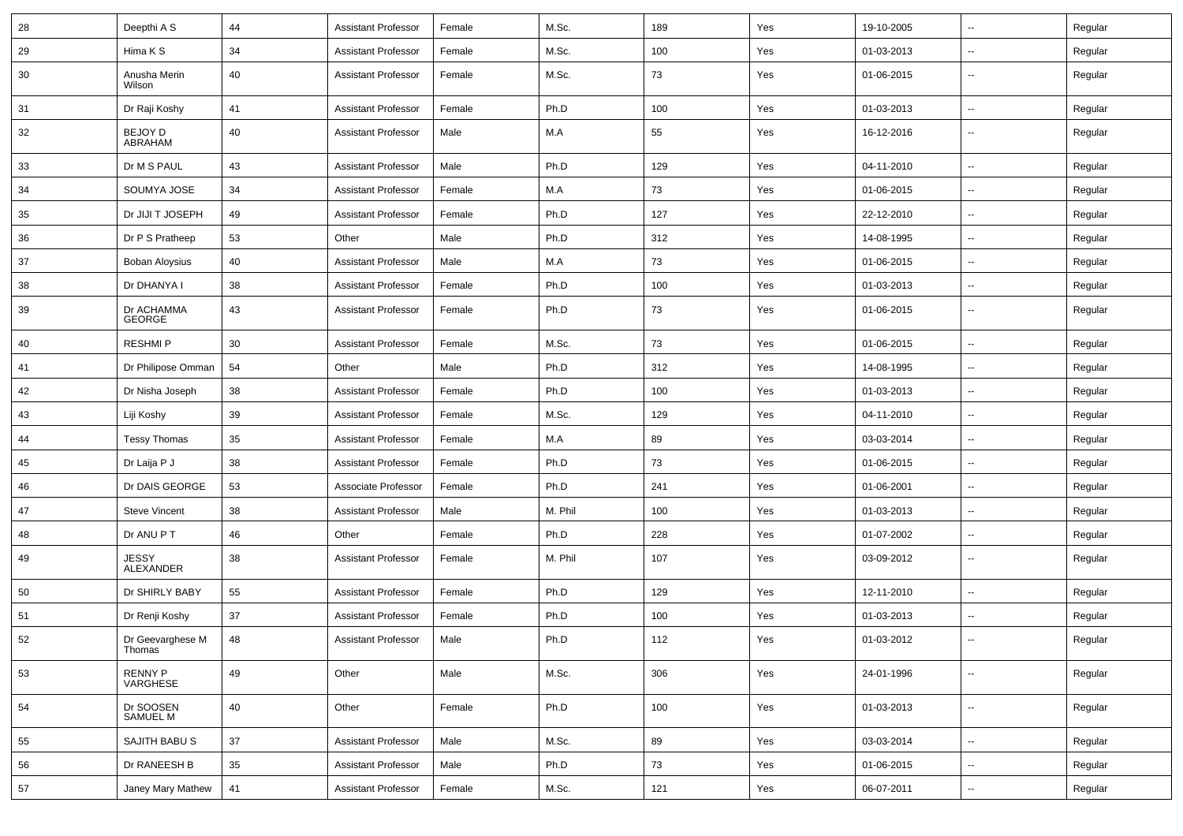| 28 | Deepthi A S | 44 | Assistant Professor | Female | M.Sc. | 189 | Yes | 19-10-2005 | -- | Regular |
|---|---|---|---|---|---|---|---|---|---|---|
| 29 | Hima K S | 34 | Assistant Professor | Female | M.Sc. | 100 | Yes | 01-03-2013 | -- | Regular |
| 30 | Anusha Merin Wilson | 40 | Assistant Professor | Female | M.Sc. | 73 | Yes | 01-06-2015 | -- | Regular |
| 31 | Dr Raji Koshy | 41 | Assistant Professor | Female | Ph.D | 100 | Yes | 01-03-2013 | -- | Regular |
| 32 | BEJOY D ABRAHAM | 40 | Assistant Professor | Male | M.A | 55 | Yes | 16-12-2016 | -- | Regular |
| 33 | Dr M S PAUL | 43 | Assistant Professor | Male | Ph.D | 129 | Yes | 04-11-2010 | -- | Regular |
| 34 | SOUMYA JOSE | 34 | Assistant Professor | Female | M.A | 73 | Yes | 01-06-2015 | -- | Regular |
| 35 | Dr JIJI T JOSEPH | 49 | Assistant Professor | Female | Ph.D | 127 | Yes | 22-12-2010 | -- | Regular |
| 36 | Dr P S Pratheep | 53 | Other | Male | Ph.D | 312 | Yes | 14-08-1995 | -- | Regular |
| 37 | Boban Aloysius | 40 | Assistant Professor | Male | M.A | 73 | Yes | 01-06-2015 | -- | Regular |
| 38 | Dr DHANYA I | 38 | Assistant Professor | Female | Ph.D | 100 | Yes | 01-03-2013 | -- | Regular |
| 39 | Dr ACHAMMA GEORGE | 43 | Assistant Professor | Female | Ph.D | 73 | Yes | 01-06-2015 | -- | Regular |
| 40 | RESHMI P | 30 | Assistant Professor | Female | M.Sc. | 73 | Yes | 01-06-2015 | -- | Regular |
| 41 | Dr Philipose Omman | 54 | Other | Male | Ph.D | 312 | Yes | 14-08-1995 | -- | Regular |
| 42 | Dr Nisha Joseph | 38 | Assistant Professor | Female | Ph.D | 100 | Yes | 01-03-2013 | -- | Regular |
| 43 | Liji Koshy | 39 | Assistant Professor | Female | M.Sc. | 129 | Yes | 04-11-2010 | -- | Regular |
| 44 | Tessy Thomas | 35 | Assistant Professor | Female | M.A | 89 | Yes | 03-03-2014 | -- | Regular |
| 45 | Dr Laija P J | 38 | Assistant Professor | Female | Ph.D | 73 | Yes | 01-06-2015 | -- | Regular |
| 46 | Dr DAIS GEORGE | 53 | Associate Professor | Female | Ph.D | 241 | Yes | 01-06-2001 | -- | Regular |
| 47 | Steve Vincent | 38 | Assistant Professor | Male | M. Phil | 100 | Yes | 01-03-2013 | -- | Regular |
| 48 | Dr ANU P T | 46 | Other | Female | Ph.D | 228 | Yes | 01-07-2002 | -- | Regular |
| 49 | JESSY ALEXANDER | 38 | Assistant Professor | Female | M. Phil | 107 | Yes | 03-09-2012 | -- | Regular |
| 50 | Dr SHIRLY BABY | 55 | Assistant Professor | Female | Ph.D | 129 | Yes | 12-11-2010 | -- | Regular |
| 51 | Dr Renji Koshy | 37 | Assistant Professor | Female | Ph.D | 100 | Yes | 01-03-2013 | -- | Regular |
| 52 | Dr Geevarghese M Thomas | 48 | Assistant Professor | Male | Ph.D | 112 | Yes | 01-03-2012 | -- | Regular |
| 53 | RENNY P VARGHESE | 49 | Other | Male | M.Sc. | 306 | Yes | 24-01-1996 | -- | Regular |
| 54 | Dr SOOSEN SAMUEL M | 40 | Other | Female | Ph.D | 100 | Yes | 01-03-2013 | -- | Regular |
| 55 | SAJITH BABU S | 37 | Assistant Professor | Male | M.Sc. | 89 | Yes | 03-03-2014 | -- | Regular |
| 56 | Dr RANEESH B | 35 | Assistant Professor | Male | Ph.D | 73 | Yes | 01-06-2015 | -- | Regular |
| 57 | Janey Mary Mathew | 41 | Assistant Professor | Female | M.Sc. | 121 | Yes | 06-07-2011 | -- | Regular |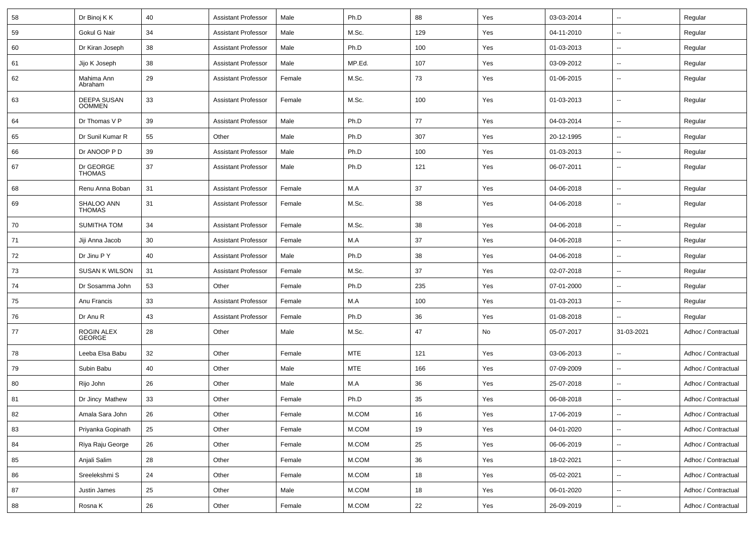| 58 | Dr Binoj K K | 40 | Assistant Professor | Male | Ph.D | 88 | Yes | 03-03-2014 | -- | Regular |
|---|---|---|---|---|---|---|---|---|---|---|
| 59 | Gokul G Nair | 34 | Assistant Professor | Male | M.Sc. | 129 | Yes | 04-11-2010 | -- | Regular |
| 60 | Dr Kiran Joseph | 38 | Assistant Professor | Male | Ph.D | 100 | Yes | 01-03-2013 | -- | Regular |
| 61 | Jijo K Joseph | 38 | Assistant Professor | Male | MP.Ed. | 107 | Yes | 03-09-2012 | -- | Regular |
| 62 | Mahima Ann Abraham | 29 | Assistant Professor | Female | M.Sc. | 73 | Yes | 01-06-2015 | -- | Regular |
| 63 | DEEPA SUSAN OOMMEN | 33 | Assistant Professor | Female | M.Sc. | 100 | Yes | 01-03-2013 | -- | Regular |
| 64 | Dr Thomas V P | 39 | Assistant Professor | Male | Ph.D | 77 | Yes | 04-03-2014 | -- | Regular |
| 65 | Dr Sunil Kumar R | 55 | Other | Male | Ph.D | 307 | Yes | 20-12-1995 | -- | Regular |
| 66 | Dr ANOOP P D | 39 | Assistant Professor | Male | Ph.D | 100 | Yes | 01-03-2013 | -- | Regular |
| 67 | Dr GEORGE THOMAS | 37 | Assistant Professor | Male | Ph.D | 121 | Yes | 06-07-2011 | -- | Regular |
| 68 | Renu Anna Boban | 31 | Assistant Professor | Female | M.A | 37 | Yes | 04-06-2018 | -- | Regular |
| 69 | SHALOO ANN THOMAS | 31 | Assistant Professor | Female | M.Sc. | 38 | Yes | 04-06-2018 | -- | Regular |
| 70 | SUMITHA TOM | 34 | Assistant Professor | Female | M.Sc. | 38 | Yes | 04-06-2018 | -- | Regular |
| 71 | Jiji Anna Jacob | 30 | Assistant Professor | Female | M.A | 37 | Yes | 04-06-2018 | -- | Regular |
| 72 | Dr Jinu P Y | 40 | Assistant Professor | Male | Ph.D | 38 | Yes | 04-06-2018 | -- | Regular |
| 73 | SUSAN K WILSON | 31 | Assistant Professor | Female | M.Sc. | 37 | Yes | 02-07-2018 | -- | Regular |
| 74 | Dr Sosamma John | 53 | Other | Female | Ph.D | 235 | Yes | 07-01-2000 | -- | Regular |
| 75 | Anu Francis | 33 | Assistant Professor | Female | M.A | 100 | Yes | 01-03-2013 | -- | Regular |
| 76 | Dr Anu R | 43 | Assistant Professor | Female | Ph.D | 36 | Yes | 01-08-2018 | -- | Regular |
| 77 | ROGIN ALEX GEORGE | 28 | Other | Male | M.Sc. | 47 | No | 05-07-2017 | 31-03-2021 | Adhoc / Contractual |
| 78 | Leeba Elsa Babu | 32 | Other | Female | MTE | 121 | Yes | 03-06-2013 | -- | Adhoc / Contractual |
| 79 | Subin Babu | 40 | Other | Male | MTE | 166 | Yes | 07-09-2009 | -- | Adhoc / Contractual |
| 80 | Rijo John | 26 | Other | Male | M.A | 36 | Yes | 25-07-2018 | -- | Adhoc / Contractual |
| 81 | Dr Jincy Mathew | 33 | Other | Female | Ph.D | 35 | Yes | 06-08-2018 | -- | Adhoc / Contractual |
| 82 | Amala Sara John | 26 | Other | Female | M.COM | 16 | Yes | 17-06-2019 | -- | Adhoc / Contractual |
| 83 | Priyanka Gopinath | 25 | Other | Female | M.COM | 19 | Yes | 04-01-2020 | -- | Adhoc / Contractual |
| 84 | Riya Raju George | 26 | Other | Female | M.COM | 25 | Yes | 06-06-2019 | -- | Adhoc / Contractual |
| 85 | Anjali Salim | 28 | Other | Female | M.COM | 36 | Yes | 18-02-2021 | -- | Adhoc / Contractual |
| 86 | Sreelekshmi S | 24 | Other | Female | M.COM | 18 | Yes | 05-02-2021 | -- | Adhoc / Contractual |
| 87 | Justin James | 25 | Other | Male | M.COM | 18 | Yes | 06-01-2020 | -- | Adhoc / Contractual |
| 88 | Rosna K | 26 | Other | Female | M.COM | 22 | Yes | 26-09-2019 | -- | Adhoc / Contractual |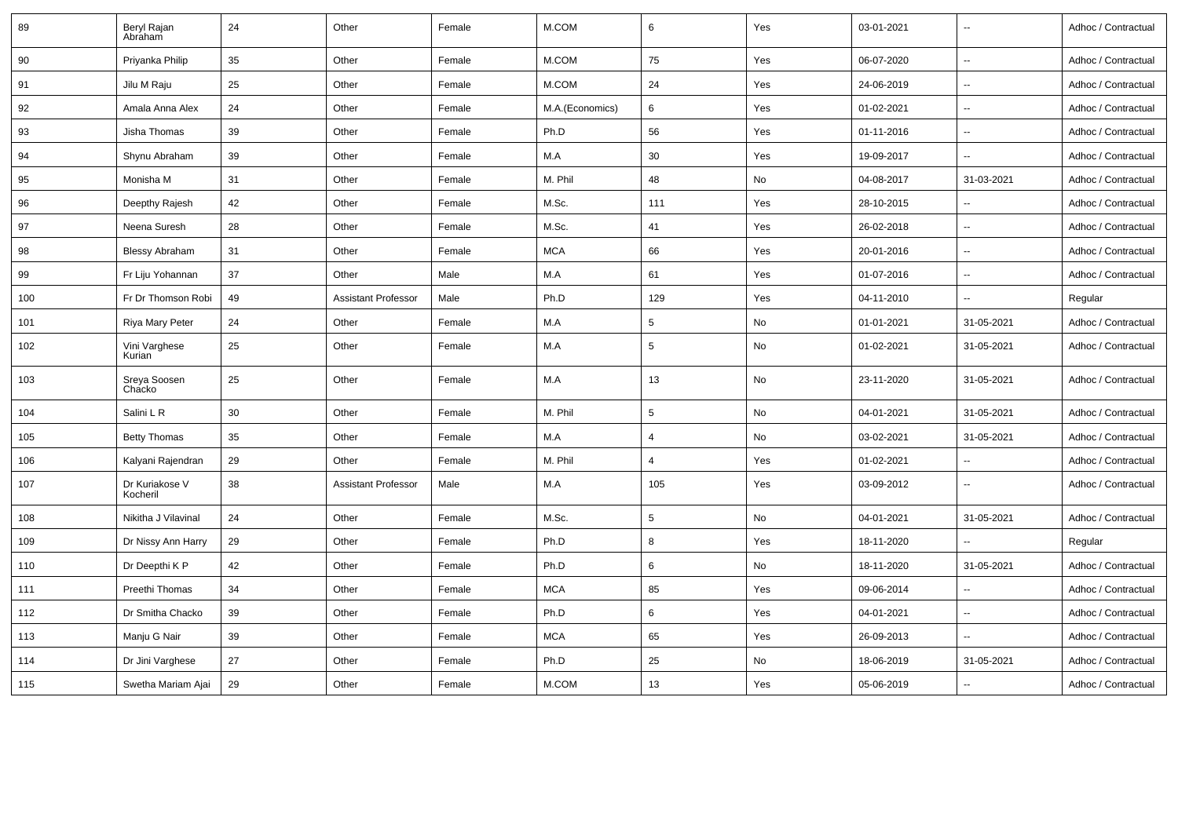| | | | | | | | | | | |
|---|---|---|---|---|---|---|---|---|---|---|
| 89 | Beryl Rajan Abraham | 24 | Other | Female | M.COM | 6 | Yes | 03-01-2021 | -- | Adhoc / Contractual |
| 90 | Priyanka Philip | 35 | Other | Female | M.COM | 75 | Yes | 06-07-2020 | -- | Adhoc / Contractual |
| 91 | Jilu M Raju | 25 | Other | Female | M.COM | 24 | Yes | 24-06-2019 | -- | Adhoc / Contractual |
| 92 | Amala Anna Alex | 24 | Other | Female | M.A.(Economics) | 6 | Yes | 01-02-2021 | -- | Adhoc / Contractual |
| 93 | Jisha Thomas | 39 | Other | Female | Ph.D | 56 | Yes | 01-11-2016 | -- | Adhoc / Contractual |
| 94 | Shynu Abraham | 39 | Other | Female | M.A | 30 | Yes | 19-09-2017 | -- | Adhoc / Contractual |
| 95 | Monisha M | 31 | Other | Female | M. Phil | 48 | No | 04-08-2017 | 31-03-2021 | Adhoc / Contractual |
| 96 | Deepthy Rajesh | 42 | Other | Female | M.Sc. | 111 | Yes | 28-10-2015 | -- | Adhoc / Contractual |
| 97 | Neena Suresh | 28 | Other | Female | M.Sc. | 41 | Yes | 26-02-2018 | -- | Adhoc / Contractual |
| 98 | Blessy Abraham | 31 | Other | Female | MCA | 66 | Yes | 20-01-2016 | -- | Adhoc / Contractual |
| 99 | Fr Liju Yohannan | 37 | Other | Male | M.A | 61 | Yes | 01-07-2016 | -- | Adhoc / Contractual |
| 100 | Fr Dr Thomson Robi | 49 | Assistant Professor | Male | Ph.D | 129 | Yes | 04-11-2010 | -- | Regular |
| 101 | Riya Mary Peter | 24 | Other | Female | M.A | 5 | No | 01-01-2021 | 31-05-2021 | Adhoc / Contractual |
| 102 | Vini Varghese Kurian | 25 | Other | Female | M.A | 5 | No | 01-02-2021 | 31-05-2021 | Adhoc / Contractual |
| 103 | Sreya Soosen Chacko | 25 | Other | Female | M.A | 13 | No | 23-11-2020 | 31-05-2021 | Adhoc / Contractual |
| 104 | Salini L R | 30 | Other | Female | M. Phil | 5 | No | 04-01-2021 | 31-05-2021 | Adhoc / Contractual |
| 105 | Betty Thomas | 35 | Other | Female | M.A | 4 | No | 03-02-2021 | 31-05-2021 | Adhoc / Contractual |
| 106 | Kalyani Rajendran | 29 | Other | Female | M. Phil | 4 | Yes | 01-02-2021 | -- | Adhoc / Contractual |
| 107 | Dr Kuriakose V Kocheril | 38 | Assistant Professor | Male | M.A | 105 | Yes | 03-09-2012 | -- | Adhoc / Contractual |
| 108 | Nikitha J Vilavinal | 24 | Other | Female | M.Sc. | 5 | No | 04-01-2021 | 31-05-2021 | Adhoc / Contractual |
| 109 | Dr Nissy Ann Harry | 29 | Other | Female | Ph.D | 8 | Yes | 18-11-2020 | -- | Regular |
| 110 | Dr Deepthi K P | 42 | Other | Female | Ph.D | 6 | No | 18-11-2020 | 31-05-2021 | Adhoc / Contractual |
| 111 | Preethi Thomas | 34 | Other | Female | MCA | 85 | Yes | 09-06-2014 | -- | Adhoc / Contractual |
| 112 | Dr Smitha Chacko | 39 | Other | Female | Ph.D | 6 | Yes | 04-01-2021 | -- | Adhoc / Contractual |
| 113 | Manju G Nair | 39 | Other | Female | MCA | 65 | Yes | 26-09-2013 | -- | Adhoc / Contractual |
| 114 | Dr Jini Varghese | 27 | Other | Female | Ph.D | 25 | No | 18-06-2019 | 31-05-2021 | Adhoc / Contractual |
| 115 | Swetha Mariam Ajai | 29 | Other | Female | M.COM | 13 | Yes | 05-06-2019 | -- | Adhoc / Contractual |